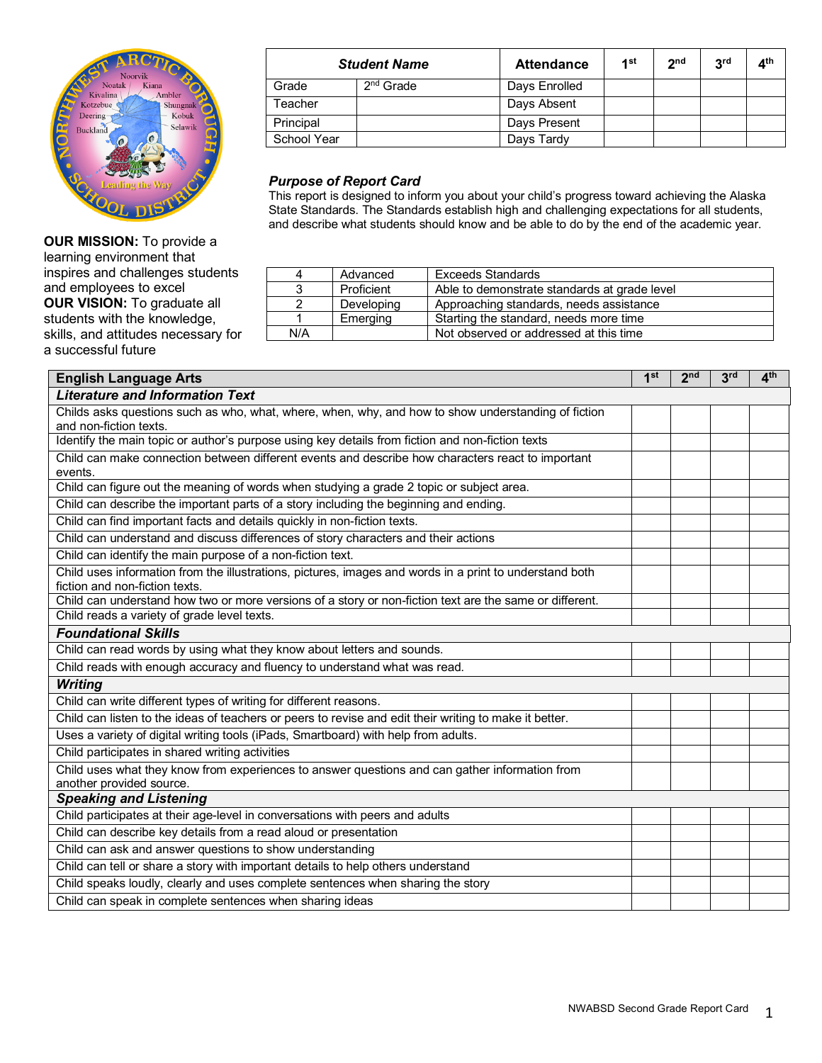**OUR MISSION:** To provide a learning environment that inspires and challenges students and employees to excel
**OUR VISION:** To graduate all students with the knowledge, skills, and attitudes necessary for a successful future

| ***Student Name*** | | **Attendance** | **1st** | **2nd** | **3rd** | **4th** |
|---|---|---|---|---|---|---|
| Grade | 2nd Grade | Days Enrolled | | | | |
| Teacher | | Days Absent | | | | |
| Principal | | Days Present | | | | |
| School Year | | Days Tardy | | | | |

***Purpose of Report Card***
This report is designed to inform you about your child's progress toward achieving the Alaska State Standards. The Standards establish high and challenging expectations for all students, and describe what students should know and be able to do by the end of the academic year.

| | | |
|---|---|---|
| 4 | Advanced | Exceeds Standards |
| 3 | Proficient | Able to demonstrate standards at grade level |
| 2 | Developing | Approaching standards, needs assistance |
| 1 | Emerging | Starting the standard, needs more time |
| N/A | | Not observed or addressed at this time |

| **English Language Arts** | **1st** | **2nd** | **3rd** | **4th** |
|---|---|---|---|---|
| ***Literature and Information Text*** | | | | |
| Childs asks questions such as who, what, where, when, why, and how to show understanding of fiction and non-fiction texts. | | | | |
| Identify the main topic or author's purpose using key details from fiction and non-fiction texts | | | | |
| Child can make connection between different events and describe how characters react to important events. | | | | |
| Child can figure out the meaning of words when studying a grade 2 topic or subject area. | | | | |
| Child can describe the important parts of a story including the beginning and ending. | | | | |
| Child can find important facts and details quickly in non-fiction texts. | | | | |
| Child can understand and discuss differences of story characters and their actions | | | | |
| Child can identify the main purpose of a non-fiction text. | | | | |
| Child uses information from the illustrations, pictures, images and words in a print to understand both fiction and non-fiction texts. | | | | |
| Child can understand how two or more versions of a story or non-fiction text are the same or different. | | | | |
| Child reads a variety of grade level texts. | | | | |
| ***Foundational Skills*** | | | | |
| Child can read words by using what they know about letters and sounds. | | | | |
| Child reads with enough accuracy and fluency to understand what was read. | | | | |
| ***Writing*** | | | | |
| Child can write different types of writing for different reasons. | | | | |
| Child can listen to the ideas of teachers or peers to revise and edit their writing to make it better. | | | | |
| Uses a variety of digital writing tools (iPads, Smartboard) with help from adults. | | | | |
| Child participates in shared writing activities | | | | |
| Child uses what they know from experiences to answer questions and can gather information from another provided source. | | | | |
| ***Speaking and Listening*** | | | | |
| Child participates at their age-level in conversations with peers and adults | | | | |
| Child can describe key details from a read aloud or presentation | | | | |
| Child can ask and answer questions to show understanding | | | | |
| Child can tell or share a story with important details to help others understand | | | | |
| Child speaks loudly, clearly and uses complete sentences when sharing the story | | | | |
| Child can speak in complete sentences when sharing ideas | | | | |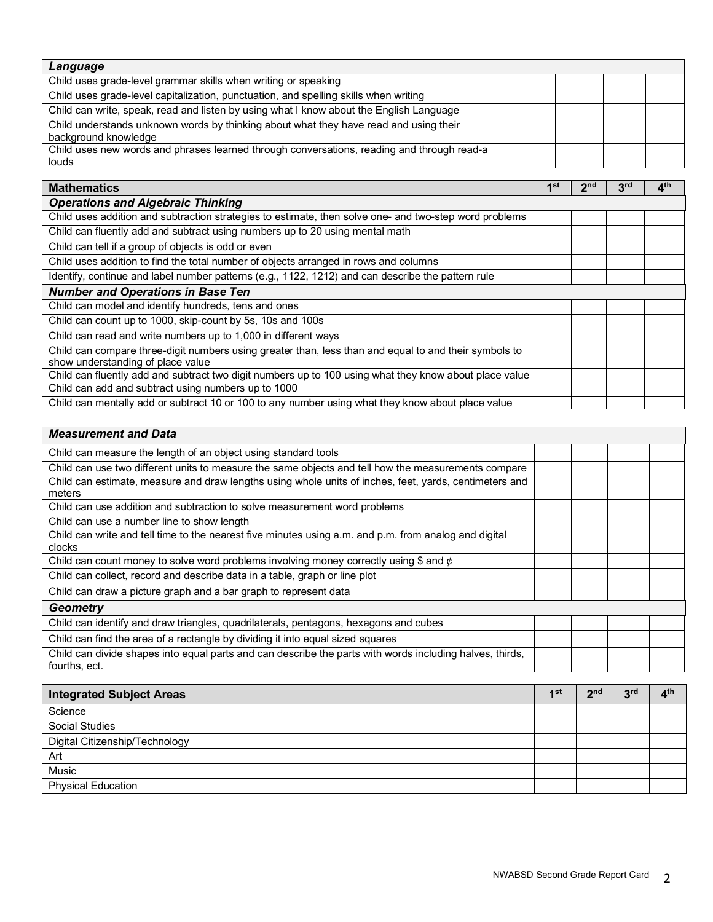| *Language* | | | | |
|---|---|---|---|---|
| Child uses grade-level grammar skills when writing or speaking | | | | |
| Child uses grade-level capitalization, punctuation, and spelling skills when writing | | | | |
| Child can write, speak, read and listen by using what I know about the English Language | | | | |
| Child understands unknown words by thinking about what they have read and using their background knowledge | | | | |
| Child uses new words and phrases learned through conversations, reading and through read-a louds | | | | |

| **Mathematics** | **1st** | **2nd** | **3rd** | **4th** |
|---|---|---|---|---|
| ***Operations and Algebraic Thinking*** | | | | |
| Child uses addition and subtraction strategies to estimate, then solve one- and two-step word problems | | | | |
| Child can fluently add and subtract using numbers up to 20 using mental math | | | | |
| Child can tell if a group of objects is odd or even | | | | |
| Child uses addition to find the total number of objects arranged in rows and columns | | | | |
| Identify, continue and label number patterns (e.g., 1122, 1212) and can describe the pattern rule | | | | |
| ***Number and Operations in Base Ten*** | | | | |
| Child can model and identify hundreds, tens and ones | | | | |
| Child can count up to 1000, skip-count by 5s, 10s and 100s | | | | |
| Child can read and write numbers up to 1,000 in different ways | | | | |
| Child can compare three-digit numbers using greater than, less than and equal to and their symbols to show understanding of place value | | | | |
| Child can fluently add and subtract two digit numbers up to 100 using what they know about place value | | | | |
| Child can add and subtract using numbers up to 1000 | | | | |
| Child can mentally add or subtract 10 or 100 to any number using what they know about place value | | | | |

| ***Measurement and Data*** | | | | |
|---|---|---|---|---|
| Child can measure the length of an object using standard tools | | | | |
| Child can use two different units to measure the same objects and tell how the measurements compare | | | | |
| Child can estimate, measure and draw lengths using whole units of inches, feet, yards, centimeters and meters | | | | |
| Child can use addition and subtraction to solve measurement word problems | | | | |
| Child can use a number line to show length | | | | |
| Child can write and tell time to the nearest five minutes using a.m. and p.m. from analog and digital clocks | | | | |
| Child can count money to solve word problems involving money correctly using $ and ¢ | | | | |
| Child can collect, record and describe data in a table, graph or line plot | | | | |
| Child can draw a picture graph and a bar graph to represent data | | | | |
| ***Geometry*** | | | | |
| Child can identify and draw triangles, quadrilaterals, pentagons, hexagons and cubes | | | | |
| Child can find the area of a rectangle by dividing it into equal sized squares | | | | |
| Child can divide shapes into equal parts and can describe the parts with words including halves, thirds, fourths, ect. | | | | |

| **Integrated Subject Areas** | **1st** | **2nd** | **3rd** | **4th** |
|---|---|---|---|---|
| Science | | | | |
| Social Studies | | | | |
| Digital Citizenship/Technology | | | | |
| Art | | | | |
| Music | | | | |
| Physical Education | | | | |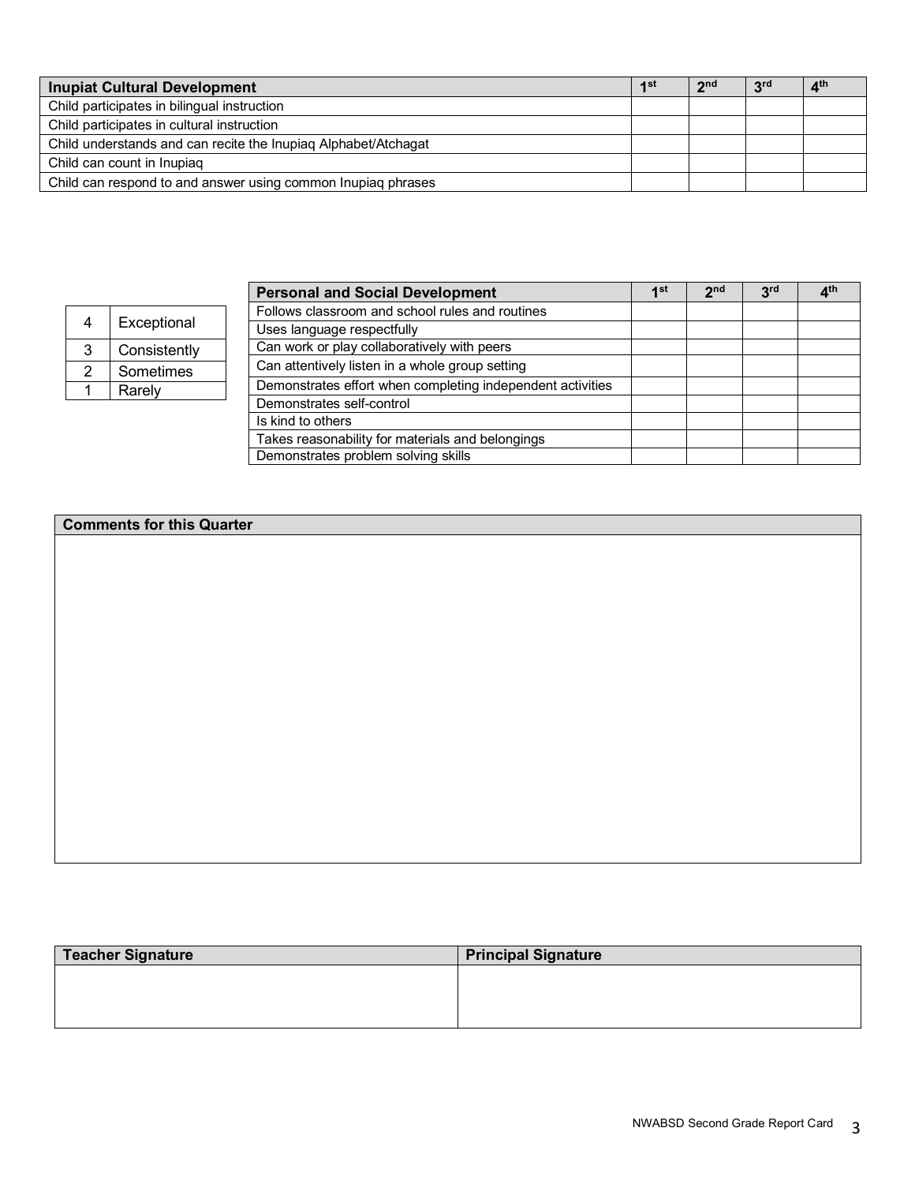| Inupiat Cultural Development | 1st | 2nd | 3rd | 4th |
|---|---|---|---|---|
| Child participates in bilingual instruction | | | | |
| Child participates in cultural instruction | | | | |
| Child understands and can recite the Inupiaq Alphabet/Atchagat | | | | |
| Child can count in Inupiaq | | | | |
| Child can respond to and answer using common Inupiaq phrases | | | | |

| | |
|---|---|
| 4 | Exceptional |
| 3 | Consistently |
| 2 | Sometimes |
| 1 | Rarely |

| Personal and Social Development | 1st | 2nd | 3rd | 4th |
|---|---|---|---|---|
| Follows classroom and school rules and routines | | | | |
| Uses language respectfully | | | | |
| Can work or play collaboratively with peers | | | | |
| Can attentively listen in a whole group setting | | | | |
| Demonstrates effort when completing independent activities | | | | |
| Demonstrates self-control | | | | |
| Is kind to others | | | | |
| Takes reasonability for materials and belongings | | | | |
| Demonstrates problem solving skills | | | | |

| Comments for this Quarter |
|---|
| |

| Teacher Signature | Principal Signature |
|---|---|
| | |